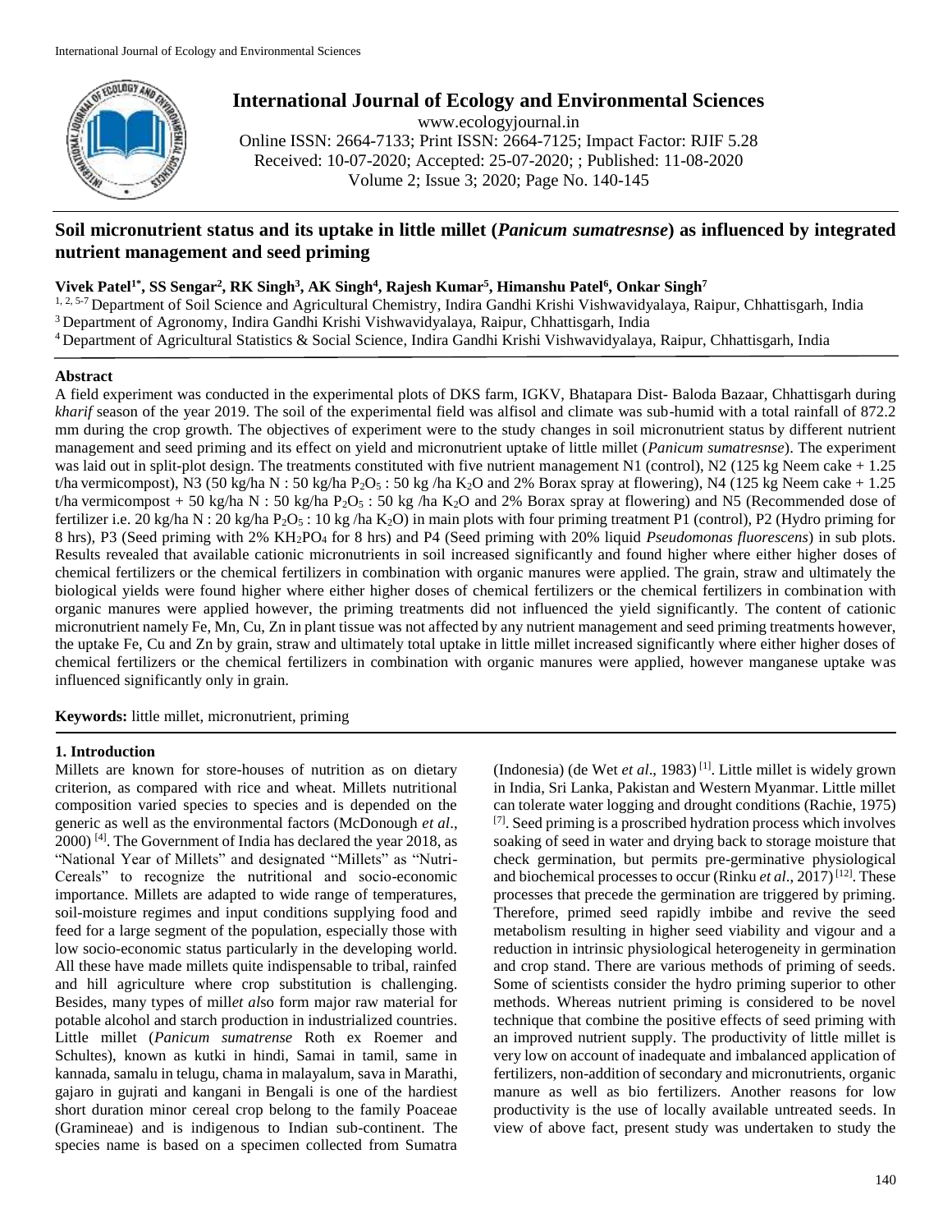# International Journal of Ecology and Environmental Sciences

www.ecologyjournal.in
Online ISSN: 2664-7133; Print ISSN: 2664-7125; Impact Factor: RJIF 5.28
Received: 10-07-2020; Accepted: 25-07-2020; ; Published: 11-08-2020
Volume 2; Issue 3; 2020; Page No. 140-145

## Soil micronutrient status and its uptake in little millet (*Panicum sumatresnse*) as influenced by integrated nutrient management and seed priming

**Vivek Patel[1*], SS Sengar[2], RK Singh[3], AK Singh[4], Rajesh Kumar[5], Himanshu Patel[6], Onkar Singh[7]**

[1, 2, 5-7] Department of Soil Science and Agricultural Chemistry, Indira Gandhi Krishi Vishwavidyalaya, Raipur, Chhattisgarh, India
[3] Department of Agronomy, Indira Gandhi Krishi Vishwavidyalaya, Raipur, Chhattisgarh, India
[4] Department of Agricultural Statistics & Social Science, Indira Gandhi Krishi Vishwavidyalaya, Raipur, Chhattisgarh, India

### Abstract

A field experiment was conducted in the experimental plots of DKS farm, IGKV, Bhatapara Dist- Baloda Bazaar, Chhattisgarh during *kharif* season of the year 2019. The soil of the experimental field was alfisol and climate was sub-humid with a total rainfall of 872.2 mm during the crop growth. The objectives of experiment were to the study changes in soil micronutrient status by different nutrient management and seed priming and its effect on yield and micronutrient uptake of little millet (*Panicum sumatresnse*). The experiment was laid out in split-plot design. The treatments constituted with five nutrient management N1 (control), N2 (125 kg Neem cake + 1.25 t/ha vermicompost), N3 (50 kg/ha N : 50 kg/ha $P_2O_5$ : 50 kg /ha $K_2O$ and 2% Borax spray at flowering), N4 (125 kg Neem cake + 1.25 t/ha vermicompost + 50 kg/ha N : 50 kg/ha $P_2O_5$ : 50 kg /ha $K_2O$ and 2% Borax spray at flowering) and N5 (Recommended dose of fertilizer i.e. 20 kg/ha N : 20 kg/ha $P_2O_5$ : 10 kg /ha $K_2O$) in main plots with four priming treatment P1 (control), P2 (Hydro priming for 8 hrs), P3 (Seed priming with 2% $KH_2PO_4$ for 8 hrs) and P4 (Seed priming with 20% liquid *Pseudomonas fluorescens*) in sub plots. Results revealed that available cationic micronutrients in soil increased significantly and found higher where either higher doses of chemical fertilizers or the chemical fertilizers in combination with organic manures were applied. The grain, straw and ultimately the biological yields were found higher where either higher doses of chemical fertilizers or the chemical fertilizers in combination with organic manures were applied however, the priming treatments did not influenced the yield significantly. The content of cationic micronutrient namely Fe, Mn, Cu, Zn in plant tissue was not affected by any nutrient management and seed priming treatments however, the uptake Fe, Cu and Zn by grain, straw and ultimately total uptake in little millet increased significantly where either higher doses of chemical fertilizers or the chemical fertilizers in combination with organic manures were applied, however manganese uptake was influenced significantly only in grain.

**Keywords:** little millet, micronutrient, priming

### 1. Introduction

Millets are known for store-houses of nutrition as on dietary criterion, as compared with rice and wheat. Millets nutritional composition varied species to species and is depended on the generic as well as the environmental factors (McDonough *et al*., 2000) [4]. The Government of India has declared the year 2018, as "National Year of Millets" and designated "Millets" as "Nutri-Cereals" to recognize the nutritional and socio-economic importance. Millets are adapted to wide range of temperatures, soil-moisture regimes and input conditions supplying food and feed for a large segment of the population, especially those with low socio-economic status particularly in the developing world. All these have made millets quite indispensable to tribal, rainfed and hill agriculture where crop substitution is challenging. Besides, many types of mill*et al*so form major raw material for potable alcohol and starch production in industrialized countries. Little millet (*Panicum sumatrense* Roth ex Roemer and Schultes), known as kutki in hindi, Samai in tamil, same in kannada, samalu in telugu, chama in malayalum, sava in Marathi, gajaro in gujrati and kangani in Bengali is one of the hardiest short duration minor cereal crop belong to the family Poaceae (Gramineae) and is indigenous to Indian sub-continent. The species name is based on a specimen collected from Sumatra (Indonesia) (de Wet *et al*., 1983) [1]. Little millet is widely grown in India, Sri Lanka, Pakistan and Western Myanmar. Little millet can tolerate water logging and drought conditions (Rachie, 1975) [7]. Seed priming is a proscribed hydration process which involves soaking of seed in water and drying back to storage moisture that check germination, but permits pre-germinative physiological and biochemical processes to occur (Rinku *et al*., 2017) [12]. These processes that precede the germination are triggered by priming. Therefore, primed seed rapidly imbibe and revive the seed metabolism resulting in higher seed viability and vigour and a reduction in intrinsic physiological heterogeneity in germination and crop stand. There are various methods of priming of seeds. Some of scientists consider the hydro priming superior to other methods. Whereas nutrient priming is considered to be novel technique that combine the positive effects of seed priming with an improved nutrient supply. The productivity of little millet is very low on account of inadequate and imbalanced application of fertilizers, non-addition of secondary and micronutrients, organic manure as well as bio fertilizers. Another reasons for low productivity is the use of locally available untreated seeds. In view of above fact, present study was undertaken to study the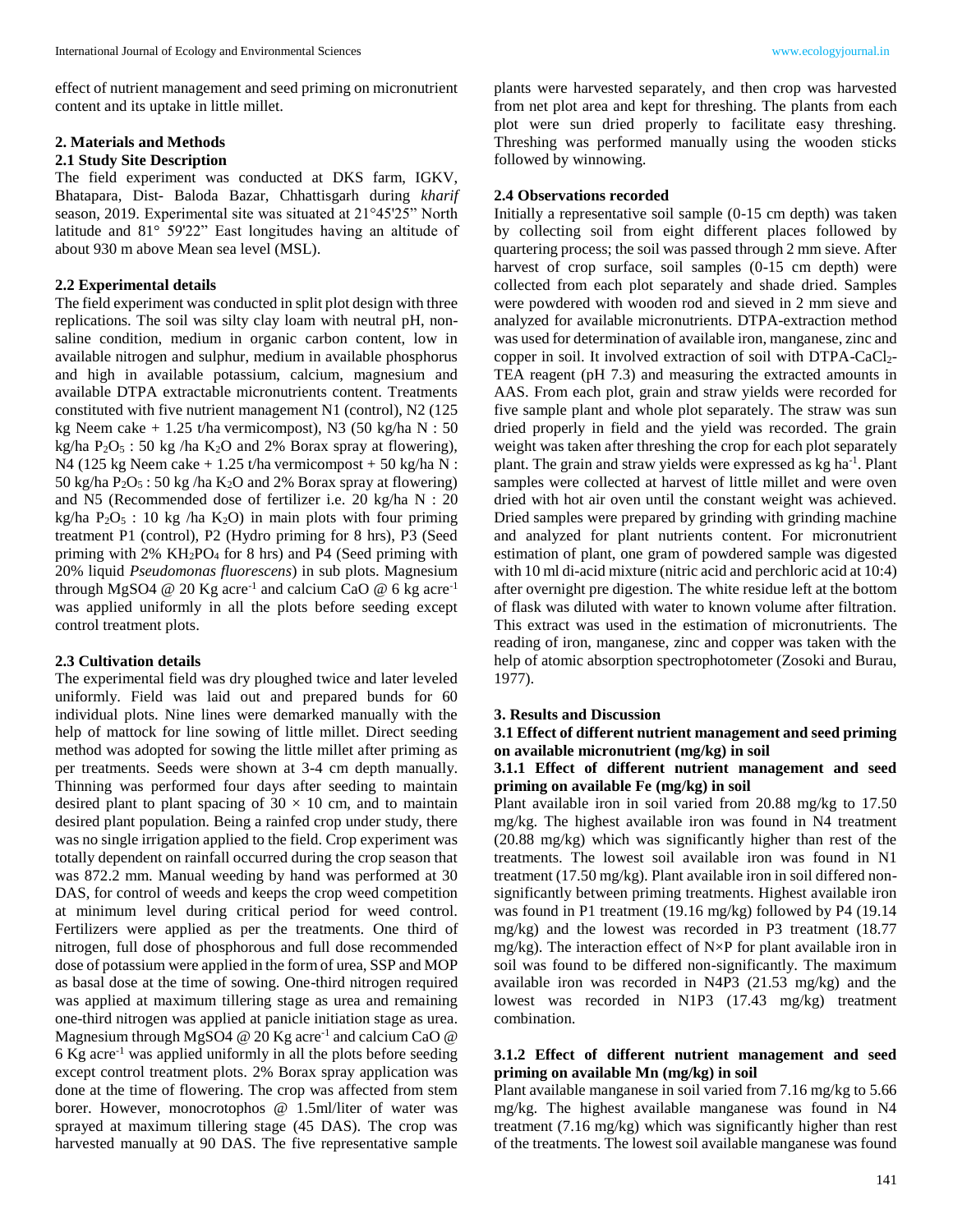effect of nutrient management and seed priming on micronutrient content and its uptake in little millet.

## 2. Materials and Methods

### 2.1 Study Site Description

The field experiment was conducted at DKS farm, IGKV, Bhatapara, Dist- Baloda Bazar, Chhattisgarh during *kharif* season, 2019. Experimental site was situated at 21°45'25" North latitude and 81° 59'22" East longitudes having an altitude of about 930 m above Mean sea level (MSL).

### 2.2 Experimental details

The field experiment was conducted in split plot design with three replications. The soil was silty clay loam with neutral pH, non-saline condition, medium in organic carbon content, low in available nitrogen and sulphur, medium in available phosphorus and high in available potassium, calcium, magnesium and available DTPA extractable micronutrients content. Treatments constituted with five nutrient management N1 (control), N2 (125 kg Neem cake + 1.25 t/ha vermicompost), N3 (50 kg/ha N : 50 kg/ha $P_2O_5$ : 50 kg /ha $K_2O$ and 2% Borax spray at flowering), N4 (125 kg Neem cake + 1.25 t/ha vermicompost + 50 kg/ha N : 50 kg/ha $P_2O_5$ : 50 kg /ha $K_2O$ and 2% Borax spray at flowering) and N5 (Recommended dose of fertilizer i.e. 20 kg/ha N : 20 kg/ha $P_2O_5$ : 10 kg /ha $K_2O$) in main plots with four priming treatment P1 (control), P2 (Hydro priming for 8 hrs), P3 (Seed priming with 2% $KH_2PO_4$ for 8 hrs) and P4 (Seed priming with 20% liquid *Pseudomonas fluorescens*) in sub plots. Magnesium through MgSO4 @ 20 Kg acre$^{-1}$ and calcium CaO @ 6 kg acre$^{-1}$ was applied uniformly in all the plots before seeding except control treatment plots.

### 2.3 Cultivation details

The experimental field was dry ploughed twice and later leveled uniformly. Field was laid out and prepared bunds for 60 individual plots. Nine lines were demarked manually with the help of mattock for line sowing of little millet. Direct seeding method was adopted for sowing the little millet after priming as per treatments. Seeds were shown at 3-4 cm depth manually. Thinning was performed four days after seeding to maintain desired plant to plant spacing of $30 \times 10$ cm, and to maintain desired plant population. Being a rainfed crop under study, there was no single irrigation applied to the field. Crop experiment was totally dependent on rainfall occurred during the crop season that was 872.2 mm. Manual weeding by hand was performed at 30 DAS, for control of weeds and keeps the crop weed competition at minimum level during critical period for weed control. Fertilizers were applied as per the treatments. One third of nitrogen, full dose of phosphorous and full dose recommended dose of potassium were applied in the form of urea, SSP and MOP as basal dose at the time of sowing. One-third nitrogen required was applied at maximum tillering stage as urea and remaining one-third nitrogen was applied at panicle initiation stage as urea. Magnesium through MgSO4 @ 20 Kg acre$^{-1}$ and calcium CaO @ 6 Kg acre$^{-1}$ was applied uniformly in all the plots before seeding except control treatment plots. 2% Borax spray application was done at the time of flowering. The crop was affected from stem borer. However, monocrotophos @ 1.5ml/liter of water was sprayed at maximum tillering stage (45 DAS). The crop was harvested manually at 90 DAS. The five representative sample plants were harvested separately, and then crop was harvested from net plot area and kept for threshing. The plants from each plot were sun dried properly to facilitate easy threshing. Threshing was performed manually using the wooden sticks followed by winnowing.

### 2.4 Observations recorded

Initially a representative soil sample (0-15 cm depth) was taken by collecting soil from eight different places followed by quartering process; the soil was passed through 2 mm sieve. After harvest of crop surface, soil samples (0-15 cm depth) were collected from each plot separately and shade dried. Samples were powdered with wooden rod and sieved in 2 mm sieve and analyzed for available micronutrients. DTPA-extraction method was used for determination of available iron, manganese, zinc and copper in soil. It involved extraction of soil with DTPA-$CaCl_2$-TEA reagent (pH 7.3) and measuring the extracted amounts in AAS. From each plot, grain and straw yields were recorded for five sample plant and whole plot separately. The straw was sun dried properly in field and the yield was recorded. The grain weight was taken after threshing the crop for each plot separately plant. The grain and straw yields were expressed as kg ha$^{-1}$. Plant samples were collected at harvest of little millet and were oven dried with hot air oven until the constant weight was achieved. Dried samples were prepared by grinding with grinding machine and analyzed for plant nutrients content. For micronutrient estimation of plant, one gram of powdered sample was digested with 10 ml di-acid mixture (nitric acid and perchloric acid at 10:4) after overnight pre digestion. The white residue left at the bottom of flask was diluted with water to known volume after filtration. This extract was used in the estimation of micronutrients. The reading of iron, manganese, zinc and copper was taken with the help of atomic absorption spectrophotometer (Zosoki and Burau, 1977).

## 3. Results and Discussion

### 3.1 Effect of different nutrient management and seed priming on available micronutrient (mg/kg) in soil

#### 3.1.1 Effect of different nutrient management and seed priming on available Fe (mg/kg) in soil

Plant available iron in soil varied from 20.88 mg/kg to 17.50 mg/kg. The highest available iron was found in N4 treatment (20.88 mg/kg) which was significantly higher than rest of the treatments. The lowest soil available iron was found in N1 treatment (17.50 mg/kg). Plant available iron in soil differed non-significantly between priming treatments. Highest available iron was found in P1 treatment (19.16 mg/kg) followed by P4 (19.14 mg/kg) and the lowest was recorded in P3 treatment (18.77 mg/kg). The interaction effect of N×P for plant available iron in soil was found to be differed non-significantly. The maximum available iron was recorded in N4P3 (21.53 mg/kg) and the lowest was recorded in N1P3 (17.43 mg/kg) treatment combination.

#### 3.1.2 Effect of different nutrient management and seed priming on available Mn (mg/kg) in soil

Plant available manganese in soil varied from 7.16 mg/kg to 5.66 mg/kg. The highest available manganese was found in N4 treatment (7.16 mg/kg) which was significantly higher than rest of the treatments. The lowest soil available manganese was found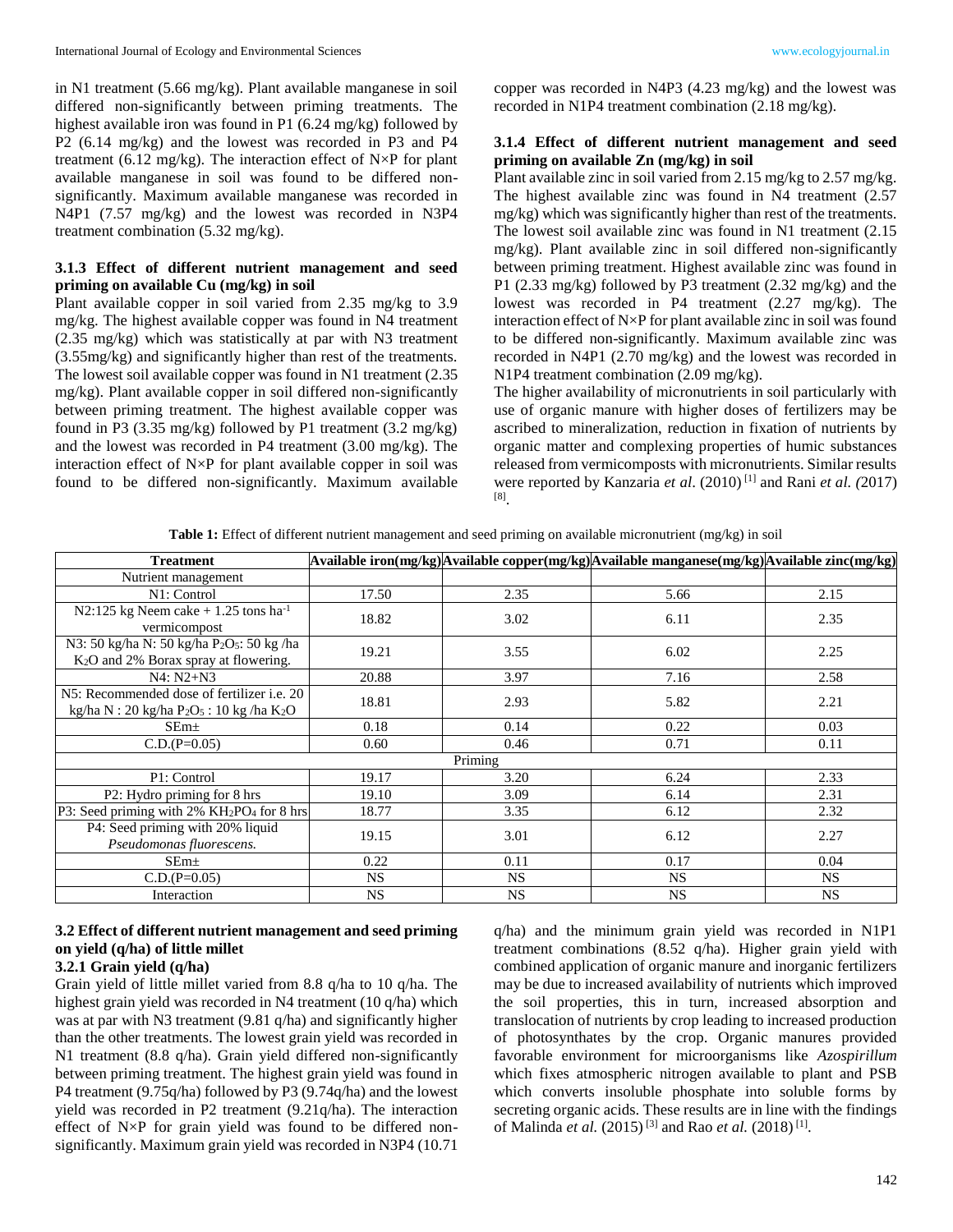in N1 treatment (5.66 mg/kg). Plant available manganese in soil differed non-significantly between priming treatments. The highest available iron was found in P1 (6.24 mg/kg) followed by P2 (6.14 mg/kg) and the lowest was recorded in P3 and P4 treatment (6.12 mg/kg). The interaction effect of N×P for plant available manganese in soil was found to be differed non-significantly. Maximum available manganese was recorded in N4P1 (7.57 mg/kg) and the lowest was recorded in N3P4 treatment combination (5.32 mg/kg).

### 3.1.3 Effect of different nutrient management and seed priming on available Cu (mg/kg) in soil

Plant available copper in soil varied from 2.35 mg/kg to 3.9 mg/kg. The highest available copper was found in N4 treatment (2.35 mg/kg) which was statistically at par with N3 treatment (3.55mg/kg) and significantly higher than rest of the treatments. The lowest soil available copper was found in N1 treatment (2.35 mg/kg). Plant available copper in soil differed non-significantly between priming treatment. The highest available copper was found in P3 (3.35 mg/kg) followed by P1 treatment (3.2 mg/kg) and the lowest was recorded in P4 treatment (3.00 mg/kg). The interaction effect of N×P for plant available copper in soil was found to be differed non-significantly. Maximum available copper was recorded in N4P3 (4.23 mg/kg) and the lowest was recorded in N1P4 treatment combination (2.18 mg/kg).

### 3.1.4 Effect of different nutrient management and seed priming on available Zn (mg/kg) in soil

Plant available zinc in soil varied from 2.15 mg/kg to 2.57 mg/kg. The highest available zinc was found in N4 treatment (2.57 mg/kg) which was significantly higher than rest of the treatments. The lowest soil available zinc was found in N1 treatment (2.15 mg/kg). Plant available zinc in soil differed non-significantly between priming treatment. Highest available zinc was found in P1 (2.33 mg/kg) followed by P3 treatment (2.32 mg/kg) and the lowest was recorded in P4 treatment (2.27 mg/kg). The interaction effect of N×P for plant available zinc in soil was found to be differed non-significantly. Maximum available zinc was recorded in N4P1 (2.70 mg/kg) and the lowest was recorded in N1P4 treatment combination (2.09 mg/kg).

The higher availability of micronutrients in soil particularly with use of organic manure with higher doses of fertilizers may be ascribed to mineralization, reduction in fixation of nutrients by organic matter and complexing properties of humic substances released from vermicomposts with micronutrients. Similar results were reported by Kanzaria *et al.* (2010) [1] and Rani *et al.* (2017) [8].

**Table 1:** Effect of different nutrient management and seed priming on available micronutrient (mg/kg) in soil

| Treatment | Available iron(mg/kg) | Available copper(mg/kg) | Available manganese(mg/kg) | Available zinc(mg/kg) |
|---|---|---|---|---|
| Nutrient management | | | | |
| N1: Control | 17.50 | 2.35 | 5.66 | 2.15 |
| N2:125 kg Neem cake + 1.25 tons $ha^{-1}$ vermicompost | 18.82 | 3.02 | 6.11 | 2.35 |
| N3: 50 kg/ha N: 50 kg/ha $P_2O_5$: 50 kg /ha $K_2O$ and 2% Borax spray at flowering. | 19.21 | 3.55 | 6.02 | 2.25 |
| N4: N2+N3 | 20.88 | 3.97 | 7.16 | 2.58 |
| N5: Recommended dose of fertilizer i.e. 20 kg/ha N : 20 kg/ha $P_2O_5$ : 10 kg /ha $K_2O$ | 18.81 | 2.93 | 5.82 | 2.21 |
| SEm± | 0.18 | 0.14 | 0.22 | 0.03 |
| C.D.(P=0.05) | 0.60 | 0.46 | 0.71 | 0.11 |
| Priming | | | | |
| P1: Control | 19.17 | 3.20 | 6.24 | 2.33 |
| P2: Hydro priming for 8 hrs | 19.10 | 3.09 | 6.14 | 2.31 |
| P3: Seed priming with 2% $KH_2PO_4$ for 8 hrs | 18.77 | 3.35 | 6.12 | 2.32 |
| P4: Seed priming with 20% liquid *Pseudomonas fluorescens.* | 19.15 | 3.01 | 6.12 | 2.27 |
| SEm± | 0.22 | 0.11 | 0.17 | 0.04 |
| C.D.(P=0.05) | NS | NS | NS | NS |
| Interaction | NS | NS | NS | NS |

## 3.2 Effect of different nutrient management and seed priming on yield (q/ha) of little millet

### 3.2.1 Grain yield (q/ha)

Grain yield of little millet varied from 8.8 q/ha to 10 q/ha. The highest grain yield was recorded in N4 treatment (10 q/ha) which was at par with N3 treatment (9.81 q/ha) and significantly higher than the other treatments. The lowest grain yield was recorded in N1 treatment (8.8 q/ha). Grain yield differed non-significantly between priming treatment. The highest grain yield was found in P4 treatment (9.75q/ha) followed by P3 (9.74q/ha) and the lowest yield was recorded in P2 treatment (9.21q/ha). The interaction effect of N×P for grain yield was found to be differed non-significantly. Maximum grain yield was recorded in N3P4 (10.71 q/ha) and the minimum grain yield was recorded in N1P1 treatment combinations (8.52 q/ha). Higher grain yield with combined application of organic manure and inorganic fertilizers may be due to increased availability of nutrients which improved the soil properties, this in turn, increased absorption and translocation of nutrients by crop leading to increased production of photosynthates by the crop. Organic manures provided favorable environment for microorganisms like *Azospirillum* which fixes atmospheric nitrogen available to plant and PSB which converts insoluble phosphate into soluble forms by secreting organic acids. These results are in line with the findings of Malinda *et al.* (2015) [3] and Rao *et al.* (2018) [1].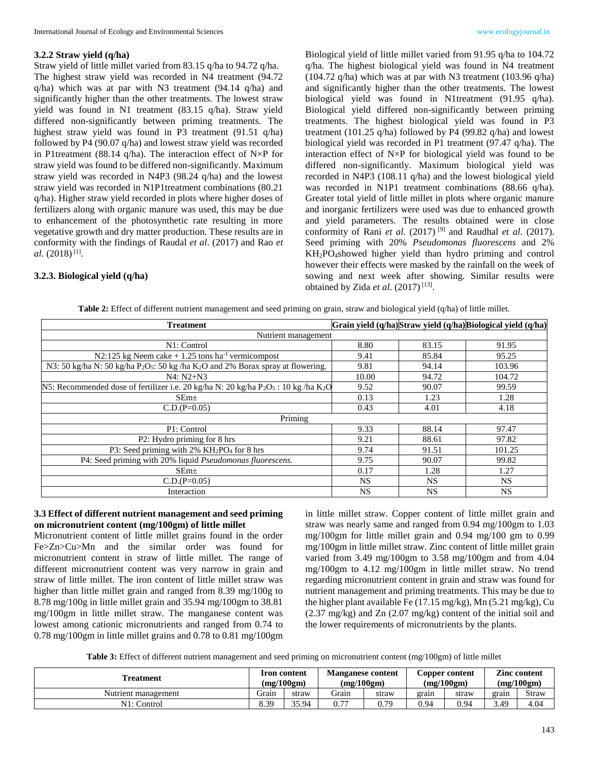### 3.2.2 Straw yield (q/ha)

Straw yield of little millet varied from 83.15 q/ha to 94.72 q/ha. The highest straw yield was recorded in N4 treatment (94.72 q/ha) which was at par with N3 treatment (94.14 q/ha) and significantly higher than the other treatments. The lowest straw yield was found in N1 treatment (83.15 q/ha). Straw yield differed non-significantly between priming treatments. The highest straw yield was found in P3 treatment (91.51 q/ha) followed by P4 (90.07 q/ha) and lowest straw yield was recorded in P1treatment (88.14 q/ha). The interaction effect of N×P for straw yield was found to be differed non-significantly. Maximum straw yield was recorded in N4P3 (98.24 q/ha) and the lowest straw yield was recorded in N1P1treatment combinations (80.21 q/ha). Higher straw yield recorded in plots where higher doses of fertilizers along with organic manure was used, this may be due to enhancement of the photosynthetic rate resulting in more vegetative growth and dry matter production. These results are in conformity with the findings of Raudal *et al*. (2017) and Rao *et al.* (2018) [1].

### 3.2.3. Biological yield (q/ha)

Biological yield of little millet varied from 91.95 q/ha to 104.72 q/ha. The highest biological yield was found in N4 treatment (104.72 q/ha) which was at par with N3 treatment (103.96 q/ha) and significantly higher than the other treatments. The lowest biological yield was found in N1treatment (91.95 q/ha). Biological yield differed non-significantly between priming treatments. The highest biological yield was found in P3 treatment (101.25 q/ha) followed by P4 (99.82 q/ha) and lowest biological yield was recorded in P1 treatment (97.47 q/ha). The interaction effect of N×P for biological yield was found to be differed non-significantly. Maximum biological yield was recorded in N4P3 (108.11 q/ha) and the lowest biological yield was recorded in N1P1 treatment combinations (88.66 q/ha). Greater total yield of little millet in plots where organic manure and inorganic fertilizers were used was due to enhanced growth and yield parameters. The results obtained were in close conformity of Rani *et al.* (2017) [9] and Raudhal *et al*. (2017). Seed priming with 20% *Pseudomonas fluorescens* and 2% $KH_2PO_4$showed higher yield than hydro priming and control however their effects were masked by the rainfall on the week of sowing and next week after showing. Similar results were obtained by Zida *et al*. (2017) [13].

**Table 2:** Effect of different nutrient management and seed priming on grain, straw and biological yield (q/ha) of little millet.

| Treatment | Grain yield (q/ha) | Straw yield (q/ha) | Biological yield (q/ha) |
|---|---|---|---|
| Nutrient management | | | |
| N1: Control | 8.80 | 83.15 | 91.95 |
| N2:125 kg Neem cake + 1.25 tons ha$^{-1}$ vermicompost | 9.41 | 85.84 | 95.25 |
| N3: 50 kg/ha N: 50 kg/ha $P_2O_5$: 50 kg /ha $K_2O$ and 2% Borax spray at flowering. | 9.81 | 94.14 | 103.96 |
| N4: N2+N3 | 10.00 | 94.72 | 104.72 |
| N5: Recommended dose of fertilizer i.e. 20 kg/ha N: 20 kg/ha $P_2O_5$ : 10 kg /ha $K_2O$ | 9.52 | 90.07 | 99.59 |
| SEm± | 0.13 | 1.23 | 1.28 |
| C.D.(P=0.05) | 0.43 | 4.01 | 4.18 |
| Priming | | | |
| P1: Control | 9.33 | 88.14 | 97.47 |
| P2: Hydro priming for 8 hrs | 9.21 | 88.61 | 97.82 |
| P3: Seed priming with 2% $KH_2PO_4$ for 8 hrs | 9.74 | 91.51 | 101.25 |
| P4: Seed priming with 20% liquid *Pseudomonas fluorescens.* | 9.75 | 90.07 | 99.82 |
| SEm± | 0.17 | 1.28 | 1.27 |
| C.D.(P=0.05) | NS | NS | NS |
| Interaction | NS | NS | NS |

### 3.3 Effect of different nutrient management and seed priming on micronutrient content (mg/100gm) of little millet

Micronutrient content of little millet grains found in the order Fe>Zn>Cu>Mn and the similar order was found for micronutrient content in straw of little millet. The range of different micronutrient content was very narrow in grain and straw of little millet. The iron content of little millet straw was higher than little millet grain and ranged from 8.39 mg/100g to 8.78 mg/100g in little millet grain and 35.94 mg/100gm to 38.81 mg/100gm in little millet straw. The manganese content was lowest among cationic micronutrients and ranged from 0.74 to 0.78 mg/100gm in little millet grains and 0.78 to 0.81 mg/100gm in little millet straw. Copper content of little millet grain and straw was nearly same and ranged from 0.94 mg/100gm to 1.03 mg/100gm for little millet grain and 0.94 mg/100 gm to 0.99 mg/100gm in little millet straw. Zinc content of little millet grain varied from 3.49 mg/100gm to 3.58 mg/100gm and from 4.04 mg/100gm to 4.12 mg/100gm in little millet straw. No trend regarding micronutrient content in grain and straw was found for nutrient management and priming treatments. This may be due to the higher plant available Fe (17.15 mg/kg), Mn (5.21 mg/kg), Cu (2.37 mg/kg) and Zn (2.07 mg/kg) content of the initial soil and the lower requirements of micronutrients by the plants.

**Table 3:** Effect of different nutrient management and seed priming on micronutrient content (mg/100gm) of little millet

| Treatment | Iron content (mg/100gm) | | Manganese content (mg/100gm) | | Copper content (mg/100gm) | | Zinc content (mg/100gm) | |
|---|---|---|---|---|---|---|---|---|
| Nutrient management | Grain | straw | Grain | straw | grain | straw | grain | Straw |
| N1: Control | 8.39 | 35.94 | 0.77 | 0.79 | 0.94 | 0.94 | 3.49 | 4.04 |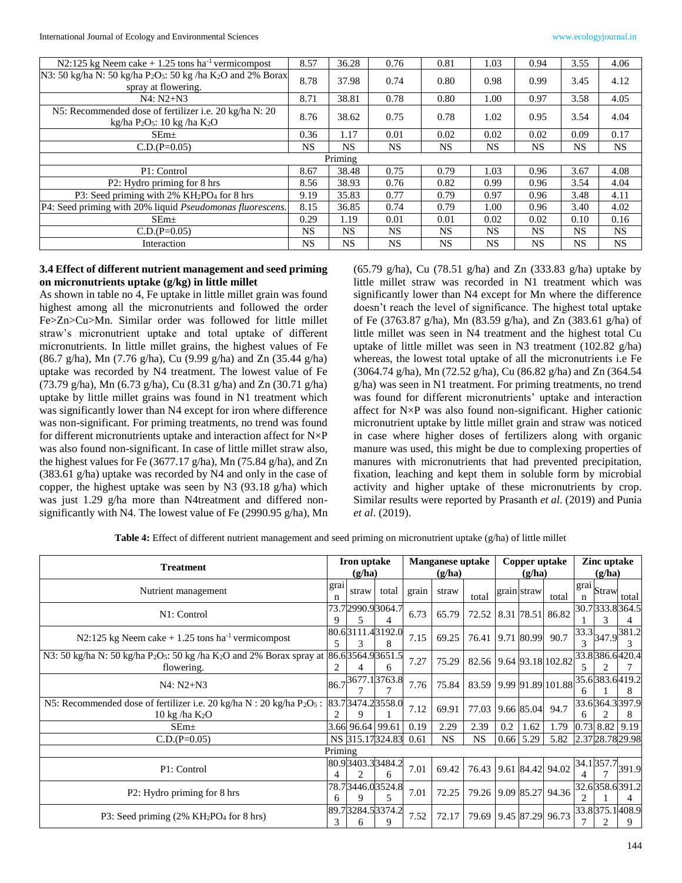| N2:125 kg Neem cake + 1.25 tons $ha^{-1}$ vermicompost | 8.57 | 36.28 | 0.76 | 0.81 | 1.03 | 0.94 | 3.55 | 4.06 |
|---|---|---|---|---|---|---|---|---|
| N3: 50 kg/ha N: 50 kg/ha $P_2O_5$: 50 kg /ha $K_2O$ and 2% Borax spray at flowering. | 8.78 | 37.98 | 0.74 | 0.80 | 0.98 | 0.99 | 3.45 | 4.12 |
| N4: N2+N3 | 8.71 | 38.81 | 0.78 | 0.80 | 1.00 | 0.97 | 3.58 | 4.05 |
| N5: Recommended dose of fertilizer i.e. 20 kg/ha N: 20 kg/ha $P_2O_5$: 10 kg /ha $K_2O$ | 8.76 | 38.62 | 0.75 | 0.78 | 1.02 | 0.95 | 3.54 | 4.04 |
| SEm± | 0.36 | 1.17 | 0.01 | 0.02 | 0.02 | 0.02 | 0.09 | 0.17 |
| C.D.(P=0.05) | NS | NS | NS | NS | NS | NS | NS | NS |
| Priming | | | | | | | | |
| P1: Control | 8.67 | 38.48 | 0.75 | 0.79 | 1.03 | 0.96 | 3.67 | 4.08 |
| P2: Hydro priming for 8 hrs | 8.56 | 38.93 | 0.76 | 0.82 | 0.99 | 0.96 | 3.54 | 4.04 |
| P3: Seed priming with 2% $KH_2PO_4$ for 8 hrs | 9.19 | 35.83 | 0.77 | 0.79 | 0.97 | 0.96 | 3.48 | 4.11 |
| P4: Seed priming with 20% liquid *Pseudomonas fluorescens.* | 8.15 | 36.85 | 0.74 | 0.79 | 1.00 | 0.96 | 3.40 | 4.02 |
| SEm± | 0.29 | 1.19 | 0.01 | 0.01 | 0.02 | 0.02 | 0.10 | 0.16 |
| C.D.(P=0.05) | NS | NS | NS | NS | NS | NS | NS | NS |
| Interaction | NS | NS | NS | NS | NS | NS | NS | NS |

### 3.4 Effect of different nutrient management and seed priming on micronutrients uptake (g/kg) in little millet

As shown in table no 4, Fe uptake in little millet grain was found highest among all the micronutrients and followed the order Fe>Zn>Cu>Mn. Similar order was followed for little millet straw's micronutrient uptake and total uptake of different micronutrients. In little millet grains, the highest values of Fe (86.7 g/ha), Mn (7.76 g/ha), Cu (9.99 g/ha) and Zn (35.44 g/ha) uptake was recorded by N4 treatment. The lowest value of Fe (73.79 g/ha), Mn (6.73 g/ha), Cu (8.31 g/ha) and Zn (30.71 g/ha) uptake by little millet grains was found in N1 treatment which was significantly lower than N4 except for iron where difference was non-significant. For priming treatments, no trend was found for different micronutrients uptake and interaction affect for N×P was also found non-significant. In case of little millet straw also, the highest values for Fe (3677.17 g/ha), Mn (75.84 g/ha), and Zn (383.61 g/ha) uptake was recorded by N4 and only in the case of copper, the highest uptake was seen by N3 (93.18 g/ha) which was just 1.29 g/ha more than N4treatment and differed non-significantly with N4. The lowest value of Fe (2990.95 g/ha), Mn (65.79 g/ha), Cu (78.51 g/ha) and Zn (333.83 g/ha) uptake by little millet straw was recorded in N1 treatment which was significantly lower than N4 except for Mn where the difference doesn't reach the level of significance. The highest total uptake of Fe (3763.87 g/ha), Mn (83.59 g/ha), and Zn (383.61 g/ha) of little millet was seen in N4 treatment and the highest total Cu uptake of little millet was seen in N3 treatment (102.82 g/ha) whereas, the lowest total uptake of all the micronutrients i.e Fe (3064.74 g/ha), Mn (72.52 g/ha), Cu (86.82 g/ha) and Zn (364.54 g/ha) was seen in N1 treatment. For priming treatments, no trend was found for different micronutrients' uptake and interaction affect for N×P was also found non-significant. Higher cationic micronutrient uptake by little millet grain and straw was noticed in case where higher doses of fertilizers along with organic manure was used, this might be due to complexing properties of manures with micronutrients that had prevented precipitation, fixation, leaching and kept them in soluble form by microbial activity and higher uptake of these micronutrients by crop. Similar results were reported by Prasanth *et al*. (2019) and Punia *et al*. (2019).

**Table 4:** Effect of different nutrient management and seed priming on micronutrient uptake (g/ha) of little millet

| Treatment | Iron uptake (g/ha) | | | Manganese uptake (g/ha) | | | Copper uptake (g/ha) | | | Zinc uptake (g/ha) | | |
|---|---|---|---|---|---|---|---|---|---|---|---|---|
| Nutrient management | grain | straw | total | grain | straw | total | grain | straw | total | grain | Straw | total |
| N1: Control | 73.79 | 2990.95 | 3064.74 | 6.73 | 65.79 | 72.52 | 8.31 | 78.51 | 86.82 | 30.71 | 333.83 | 364.54 |
| N2:125 kg Neem cake + 1.25 tons $ha^{-1}$ vermicompost | 80.65 | 3111.43 | 3192.08 | 7.15 | 69.25 | 76.41 | 9.71 | 80.99 | 90.7 | 33.33 | 347.9 | 381.23 |
| N3: 50 kg/ha N: 50 kg/ha $P_2O_5$: 50 kg /ha $K_2O$ and 2% Borax spray at flowering. | 86.62 | 3564.94 | 3651.56 | 7.27 | 75.29 | 82.56 | 9.64 | 93.18 | 102.82 | 33.85 | 386.62 | 420.47 |
| N4: N2+N3 | 86.7 | 3677.17 | 3763.87 | 7.76 | 75.84 | 83.59 | 9.99 | 91.89 | 101.88 | 35.66 | 383.61 | 419.28 |
| N5: Recommended dose of fertilizer i.e. 20 kg/ha N : 20 kg/ha $P_2O_5$ : 10 kg /ha $K_2O$ | 83.72 | 3474.29 | 3558.01 | 7.12 | 69.91 | 77.03 | 9.66 | 85.04 | 94.7 | 33.66 | 364.32 | 397.98 |
| SEm± | 3.66 | 96.64 | 99.61 | 0.19 | 2.29 | 2.39 | 0.2 | 1.62 | 1.79 | 0.73 | 8.82 | 9.19 |
| C.D.(P=0.05) | NS | 315.17 | 324.83 | 0.61 | NS | NS | 0.66 | 5.29 | 5.82 | 2.37 | 28.78 | 29.98 |
| Priming | | | | | | | | | | | | |
| P1: Control | 80.94 | 3403.32 | 3484.26 | 7.01 | 69.42 | 76.43 | 9.61 | 84.42 | 94.02 | 34.14 | 357.77 | 391.9 |
| P2: Hydro priming for 8 hrs | 78.76 | 3446.09 | 3524.85 | 7.01 | 72.25 | 79.26 | 9.09 | 85.27 | 94.36 | 32.62 | 358.61 | 391.24 |
| P3: Seed priming (2% $KH_2PO_4$ for 8 hrs) | 89.73 | 3284.56 | 3374.29 | 7.52 | 72.17 | 79.69 | 9.45 | 87.29 | 96.73 | 33.87 | 375.12 | 408.99 |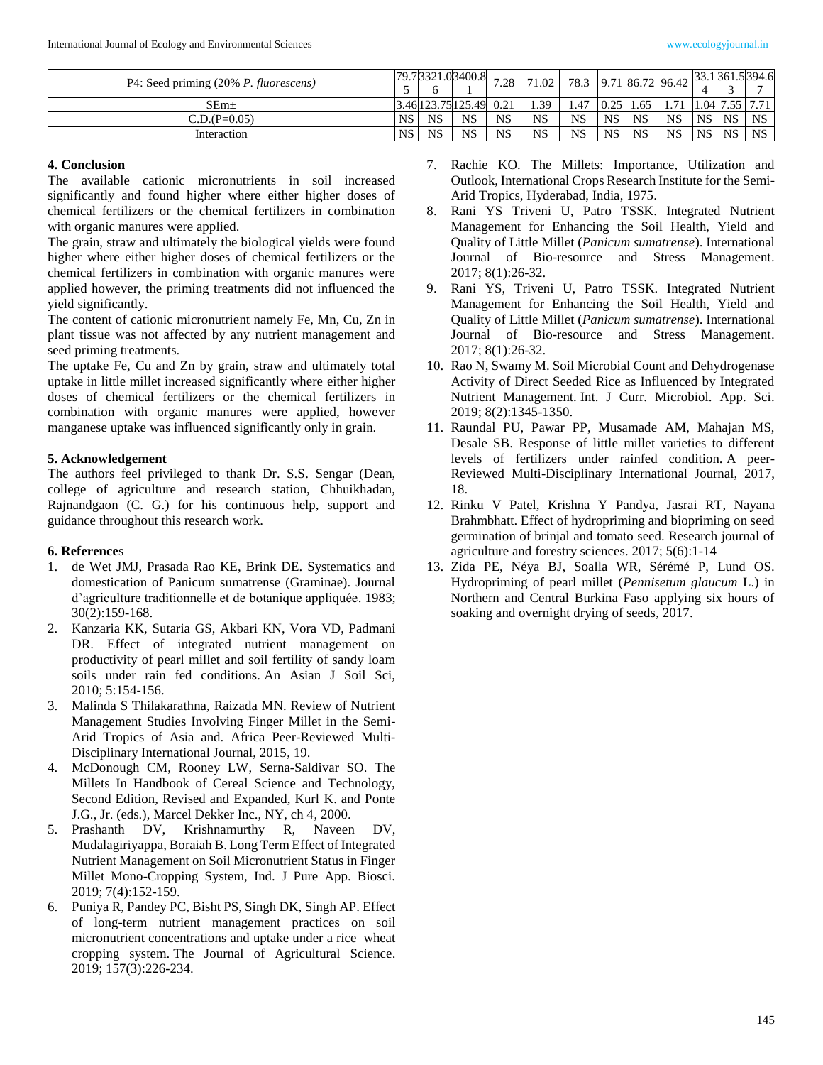| | | | | | | | | | | | | |
|---|---|---|---|---|---|---|---|---|---|---|---|---|
| P4: Seed priming (20% *P. fluorescens*) | 79.75 | 3321.06 | 3400.81 | 7.28 | 71.02 | 78.3 | 9.71 | 86.72 | 96.42 | 33.14 | 361.53 | 394.67 |
| SEm± | 3.46 | 123.75 | 125.49 | 0.21 | 1.39 | 1.47 | 0.25 | 1.65 | 1.71 | 1.04 | 7.55 | 7.71 |
| C.D.(P=0.05) | NS | NS | NS | NS | NS | NS | NS | NS | NS | NS | NS | NS |
| Interaction | NS | NS | NS | NS | NS | NS | NS | NS | NS | NS | NS | NS |

## 4. Conclusion

The available cationic micronutrients in soil increased significantly and found higher where either higher doses of chemical fertilizers or the chemical fertilizers in combination with organic manures were applied.

The grain, straw and ultimately the biological yields were found higher where either higher doses of chemical fertilizers or the chemical fertilizers in combination with organic manures were applied however, the priming treatments did not influenced the yield significantly.

The content of cationic micronutrient namely Fe, Mn, Cu, Zn in plant tissue was not affected by any nutrient management and seed priming treatments.

The uptake Fe, Cu and Zn by grain, straw and ultimately total uptake in little millet increased significantly where either higher doses of chemical fertilizers or the chemical fertilizers in combination with organic manures were applied, however manganese uptake was influenced significantly only in grain.

## 5. Acknowledgement

The authors feel privileged to thank Dr. S.S. Sengar (Dean, college of agriculture and research station, Chhuikhadan, Rajnandgaon (C. G.) for his continuous help, support and guidance throughout this research work.

## 6. References

1. de Wet JMJ, Prasada Rao KE, Brink DE. Systematics and domestication of Panicum sumatrense (Graminae). Journal d'agriculture traditionnelle et de botanique appliquée. 1983; 30(2):159-168.
2. Kanzaria KK, Sutaria GS, Akbari KN, Vora VD, Padmani DR. Effect of integrated nutrient management on productivity of pearl millet and soil fertility of sandy loam soils under rain fed conditions. An Asian J Soil Sci, 2010; 5:154-156.
3. Malinda S Thilakarathna, Raizada MN. Review of Nutrient Management Studies Involving Finger Millet in the Semi-Arid Tropics of Asia and. Africa Peer-Reviewed Multi-Disciplinary International Journal, 2015, 19.
4. McDonough CM, Rooney LW, Serna-Saldivar SO. The Millets In Handbook of Cereal Science and Technology, Second Edition, Revised and Expanded, Kurl K. and Ponte J.G., Jr. (eds.), Marcel Dekker Inc., NY, ch 4, 2000.
5. Prashanth DV, Krishnamurthy R, Naveen DV, Mudalagiriyappa, Boraiah B. Long Term Effect of Integrated Nutrient Management on Soil Micronutrient Status in Finger Millet Mono-Cropping System, Ind. J Pure App. Biosci. 2019; 7(4):152-159.
6. Puniya R, Pandey PC, Bisht PS, Singh DK, Singh AP. Effect of long-term nutrient management practices on soil micronutrient concentrations and uptake under a rice–wheat cropping system. The Journal of Agricultural Science. 2019; 157(3):226-234.
7. Rachie KO. The Millets: Importance, Utilization and Outlook, International Crops Research Institute for the Semi-Arid Tropics, Hyderabad, India, 1975.
8. Rani YS Triveni U, Patro TSSK. Integrated Nutrient Management for Enhancing the Soil Health, Yield and Quality of Little Millet (*Panicum sumatrense*). International Journal of Bio-resource and Stress Management. 2017; 8(1):26-32.
9. Rani YS, Triveni U, Patro TSSK. Integrated Nutrient Management for Enhancing the Soil Health, Yield and Quality of Little Millet (*Panicum sumatrense*). International Journal of Bio-resource and Stress Management. 2017; 8(1):26-32.
10. Rao N, Swamy M. Soil Microbial Count and Dehydrogenase Activity of Direct Seeded Rice as Influenced by Integrated Nutrient Management. Int. J Curr. Microbiol. App. Sci. 2019; 8(2):1345-1350.
11. Raundal PU, Pawar PP, Musamade AM, Mahajan MS, Desale SB. Response of little millet varieties to different levels of fertilizers under rainfed condition. A peer-Reviewed Multi-Disciplinary International Journal, 2017, 18.
12. Rinku V Patel, Krishna Y Pandya, Jasrai RT, Nayana Brahmbhatt. Effect of hydropriming and biopriming on seed germination of brinjal and tomato seed. Research journal of agriculture and forestry sciences. 2017; 5(6):1-14
13. Zida PE, Néya BJ, Soalla WR, Sérémé P, Lund OS. Hydropriming of pearl millet (*Pennisetum glaucum* L.) in Northern and Central Burkina Faso applying six hours of soaking and overnight drying of seeds, 2017.